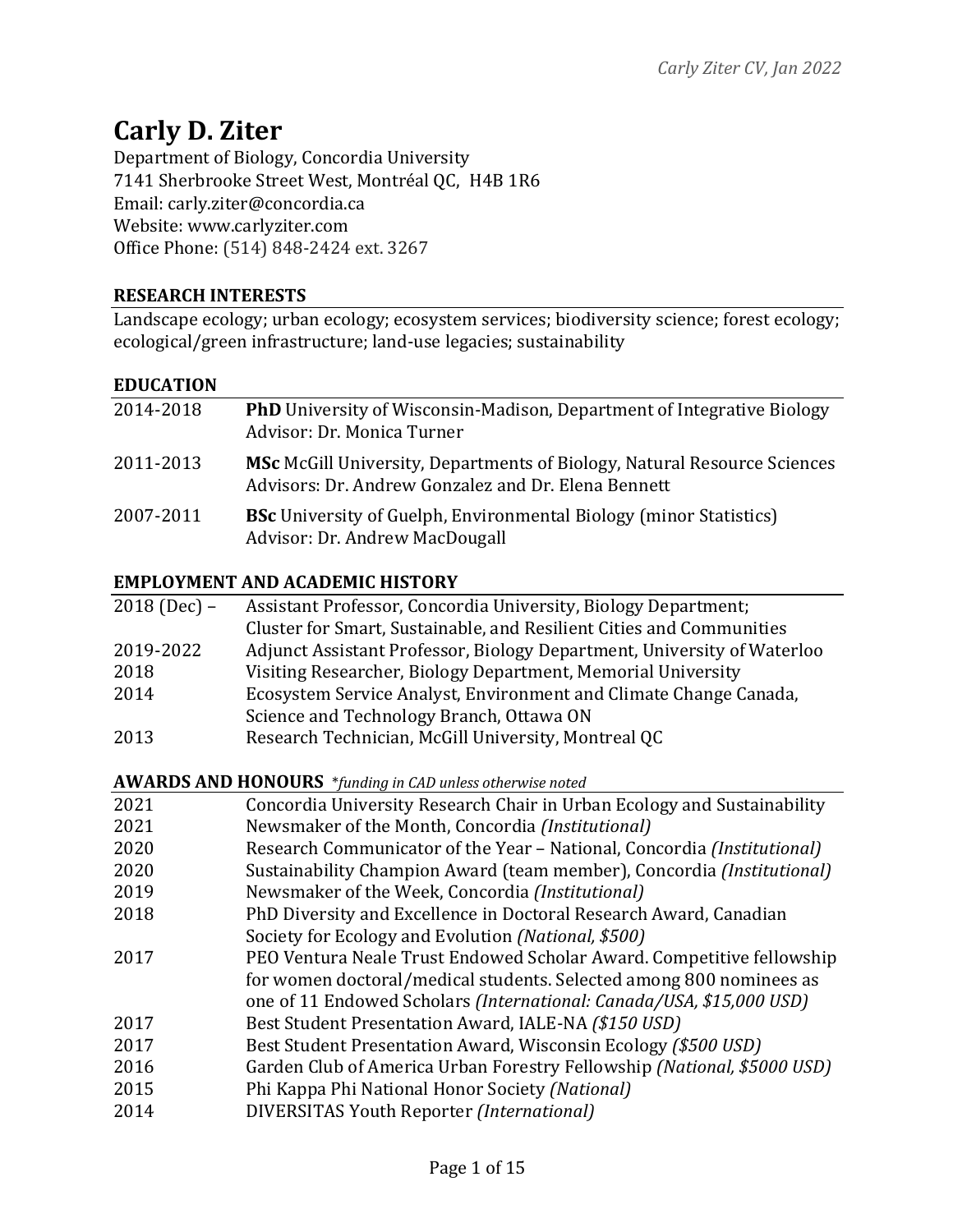# Carly D. Ziter

Department of Biology, Concordia University
7141 Sherbrooke Street West, Montréal QC, H4B 1R6
Email: carly.ziter@concordia.ca
Website: www.carlyziter.com
Office Phone: (514) 848-2424 ext. 3267

## RESEARCH INTERESTS

Landscape ecology; urban ecology; ecosystem services; biodiversity science; forest ecology; ecological/green infrastructure; land-use legacies; sustainability

## EDUCATION

| | |
|---|---|
| 2014-2018 | **PhD** University of Wisconsin-Madison, Department of Integrative Biology<br>Advisor: Dr. Monica Turner |
| 2011-2013 | **MSc** McGill University, Departments of Biology, Natural Resource Sciences<br>Advisors: Dr. Andrew Gonzalez and Dr. Elena Bennett |
| 2007-2011 | **BSc** University of Guelph, Environmental Biology (minor Statistics)<br>Advisor: Dr. Andrew MacDougall |

## EMPLOYMENT AND ACADEMIC HISTORY

| | |
|---|---|
| 2018 (Dec) – | Assistant Professor, Concordia University, Biology Department;<br>Cluster for Smart, Sustainable, and Resilient Cities and Communities |
| 2019-2022 | Adjunct Assistant Professor, Biology Department, University of Waterloo |
| 2018 | Visiting Researcher, Biology Department, Memorial University |
| 2014 | Ecosystem Service Analyst, Environment and Climate Change Canada,<br>Science and Technology Branch, Ottawa ON |
| 2013 | Research Technician, McGill University, Montreal QC |

## AWARDS AND HONOURS *\*funding in CAD unless otherwise noted*

| | |
|---|---|
| 2021 | Concordia University Research Chair in Urban Ecology and Sustainability |
| 2021 | Newsmaker of the Month, Concordia *(Institutional)* |
| 2020 | Research Communicator of the Year – National, Concordia *(Institutional)* |
| 2020 | Sustainability Champion Award (team member), Concordia *(Institutional)* |
| 2019 | Newsmaker of the Week, Concordia *(Institutional)* |
| 2018 | PhD Diversity and Excellence in Doctoral Research Award, Canadian Society for Ecology and Evolution *(National, $500)* |
| 2017 | PEO Ventura Neale Trust Endowed Scholar Award. Competitive fellowship for women doctoral/medical students. Selected among 800 nominees as one of 11 Endowed Scholars *(International: Canada/USA, $15,000 USD)* |
| 2017 | Best Student Presentation Award, IALE-NA *($150 USD)* |
| 2017 | Best Student Presentation Award, Wisconsin Ecology *($500 USD)* |
| 2016 | Garden Club of America Urban Forestry Fellowship *(National, $5000 USD)* |
| 2015 | Phi Kappa Phi National Honor Society *(National)* |
| 2014 | DIVERSITAS Youth Reporter *(International)* |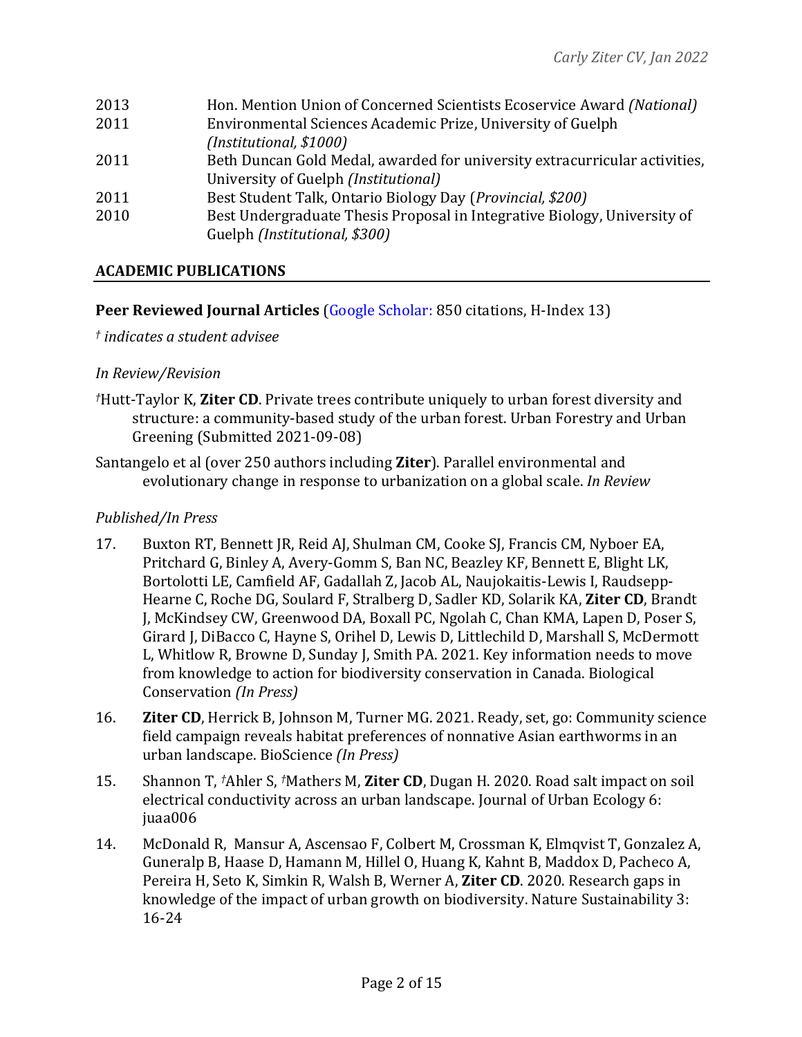| | |
|---|---|
| 2013 | Hon. Mention Union of Concerned Scientists Ecoservice Award *(National)* |
| 2011 | Environmental Sciences Academic Prize, University of Guelph *(Institutional, $1000)* |
| 2011 | Beth Duncan Gold Medal, awarded for university extracurricular activities, University of Guelph *(Institutional)* |
| 2011 | Best Student Talk, Ontario Biology Day (*Provincial, $200)* |
| 2010 | Best Undergraduate Thesis Proposal in Integrative Biology, University of Guelph *(Institutional, $300)* |

## ACADEMIC PUBLICATIONS

**Peer Reviewed Journal Articles** (Google Scholar: 850 citations, H-Index 13)

*† indicates a student advisee*

*In Review/Revision*

†Hutt-Taylor K, **Ziter CD**. Private trees contribute uniquely to urban forest diversity and structure: a community-based study of the urban forest. Urban Forestry and Urban Greening (Submitted 2021-09-08)

Santangelo et al (over 250 authors including **Ziter**). Parallel environmental and evolutionary change in response to urbanization on a global scale. *In Review*

*Published/In Press*

17. Buxton RT, Bennett JR, Reid AJ, Shulman CM, Cooke SJ, Francis CM, Nyboer EA, Pritchard G, Binley A, Avery-Gomm S, Ban NC, Beazley KF, Bennett E, Blight LK, Bortolotti LE, Camfield AF, Gadallah Z, Jacob AL, Naujokaitis-Lewis I, Raudsepp-Hearne C, Roche DG, Soulard F, Stralberg D, Sadler KD, Solarik KA, **Ziter CD**, Brandt J, McKindsey CW, Greenwood DA, Boxall PC, Ngolah C, Chan KMA, Lapen D, Poser S, Girard J, DiBacco C, Hayne S, Orihel D, Lewis D, Littlechild D, Marshall S, McDermott L, Whitlow R, Browne D, Sunday J, Smith PA. 2021. Key information needs to move from knowledge to action for biodiversity conservation in Canada. Biological Conservation *(In Press)*

16. **Ziter CD**, Herrick B, Johnson M, Turner MG. 2021. Ready, set, go: Community science field campaign reveals habitat preferences of nonnative Asian earthworms in an urban landscape. BioScience *(In Press)*

15. Shannon T, †Ahler S, †Mathers M, **Ziter CD**, Dugan H. 2020. Road salt impact on soil electrical conductivity across an urban landscape. Journal of Urban Ecology 6: juaa006

14. McDonald R, Mansur A, Ascensao F, Colbert M, Crossman K, Elmqvist T, Gonzalez A, Guneralp B, Haase D, Hamann M, Hillel O, Huang K, Kahnt B, Maddox D, Pacheco A, Pereira H, Seto K, Simkin R, Walsh B, Werner A, **Ziter CD**. 2020. Research gaps in knowledge of the impact of urban growth on biodiversity. Nature Sustainability 3: 16-24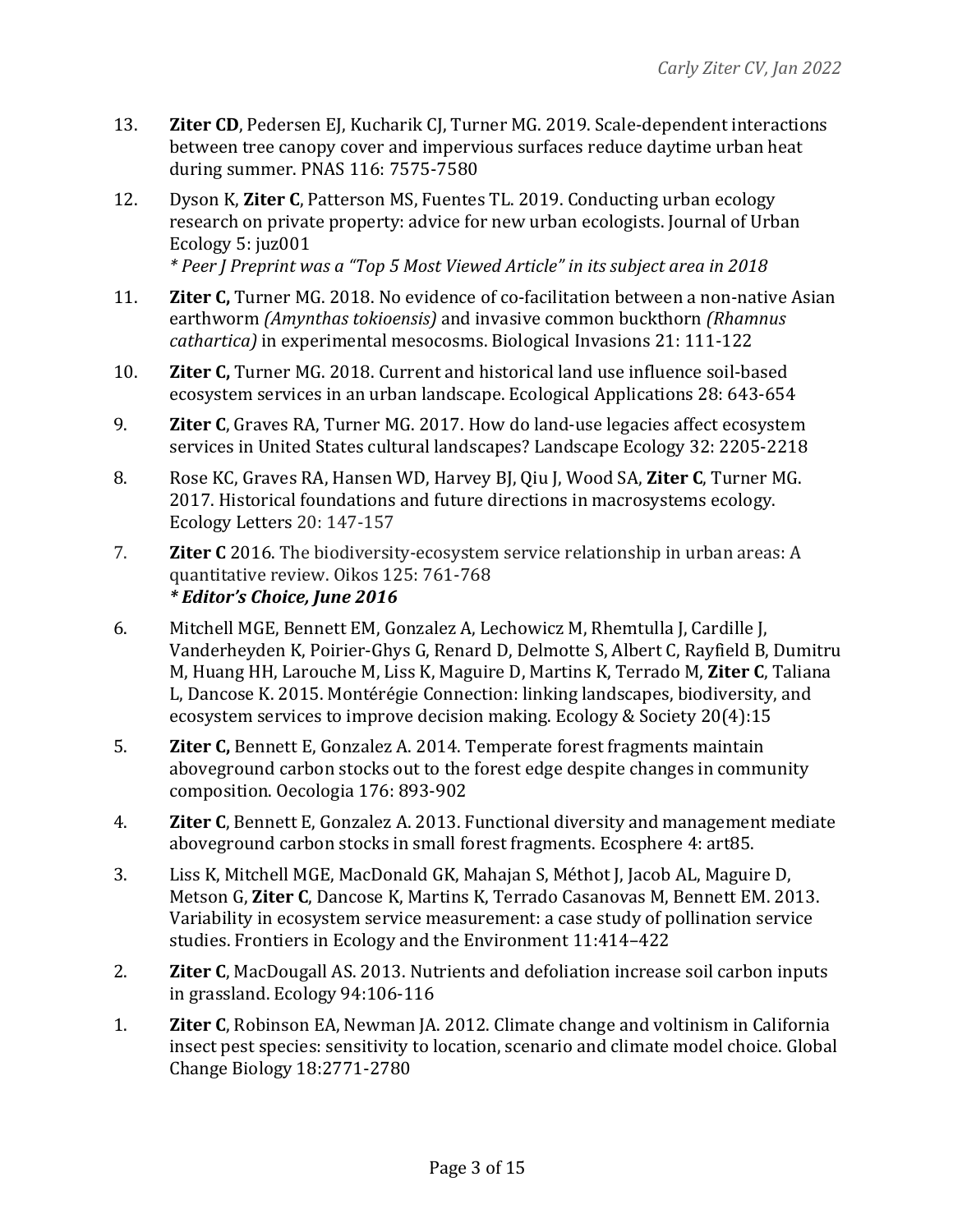13. **Ziter CD**, Pedersen EJ, Kucharik CJ, Turner MG. 2019. Scale-dependent interactions between tree canopy cover and impervious surfaces reduce daytime urban heat during summer. PNAS 116: 7575-7580

12. Dyson K, **Ziter C**, Patterson MS, Fuentes TL. 2019. Conducting urban ecology research on private property: advice for new urban ecologists. Journal of Urban Ecology 5: juz001
    *\* Peer J Preprint was a "Top 5 Most Viewed Article" in its subject area in 2018*

11. **Ziter C,** Turner MG. 2018. No evidence of co-facilitation between a non-native Asian earthworm *(Amynthas tokioensis)* and invasive common buckthorn *(Rhamnus cathartica)* in experimental mesocosms. Biological Invasions 21: 111-122

10. **Ziter C,** Turner MG. 2018. Current and historical land use influence soil-based ecosystem services in an urban landscape. Ecological Applications 28: 643-654

9. **Ziter C**, Graves RA, Turner MG. 2017. How do land-use legacies affect ecosystem services in United States cultural landscapes? Landscape Ecology 32: 2205-2218

8. Rose KC, Graves RA, Hansen WD, Harvey BJ, Qiu J, Wood SA, **Ziter C**, Turner MG. 2017. Historical foundations and future directions in macrosystems ecology. Ecology Letters 20: 147-157

7. **Ziter C** 2016. The biodiversity-ecosystem service relationship in urban areas: A quantitative review. Oikos 125: 761-768
   ***\* Editor's Choice, June 2016***

6. Mitchell MGE, Bennett EM, Gonzalez A, Lechowicz M, Rhemtulla J, Cardille J, Vanderheyden K, Poirier-Ghys G, Renard D, Delmotte S, Albert C, Rayfield B, Dumitru M, Huang HH, Larouche M, Liss K, Maguire D, Martins K, Terrado M, **Ziter C**, Taliana L, Dancose K. 2015. Montérégie Connection: linking landscapes, biodiversity, and ecosystem services to improve decision making. Ecology & Society 20(4):15

5. **Ziter C,** Bennett E, Gonzalez A. 2014. Temperate forest fragments maintain aboveground carbon stocks out to the forest edge despite changes in community composition. Oecologia 176: 893-902

4. **Ziter C**, Bennett E, Gonzalez A. 2013. Functional diversity and management mediate aboveground carbon stocks in small forest fragments. Ecosphere 4: art85.

3. Liss K, Mitchell MGE, MacDonald GK, Mahajan S, Méthot J, Jacob AL, Maguire D, Metson G, **Ziter C**, Dancose K, Martins K, Terrado Casanovas M, Bennett EM. 2013. Variability in ecosystem service measurement: a case study of pollination service studies. Frontiers in Ecology and the Environment 11:414–422

2. **Ziter C**, MacDougall AS. 2013. Nutrients and defoliation increase soil carbon inputs in grassland. Ecology 94:106-116

1. **Ziter C**, Robinson EA, Newman JA. 2012. Climate change and voltinism in California insect pest species: sensitivity to location, scenario and climate model choice. Global Change Biology 18:2771-2780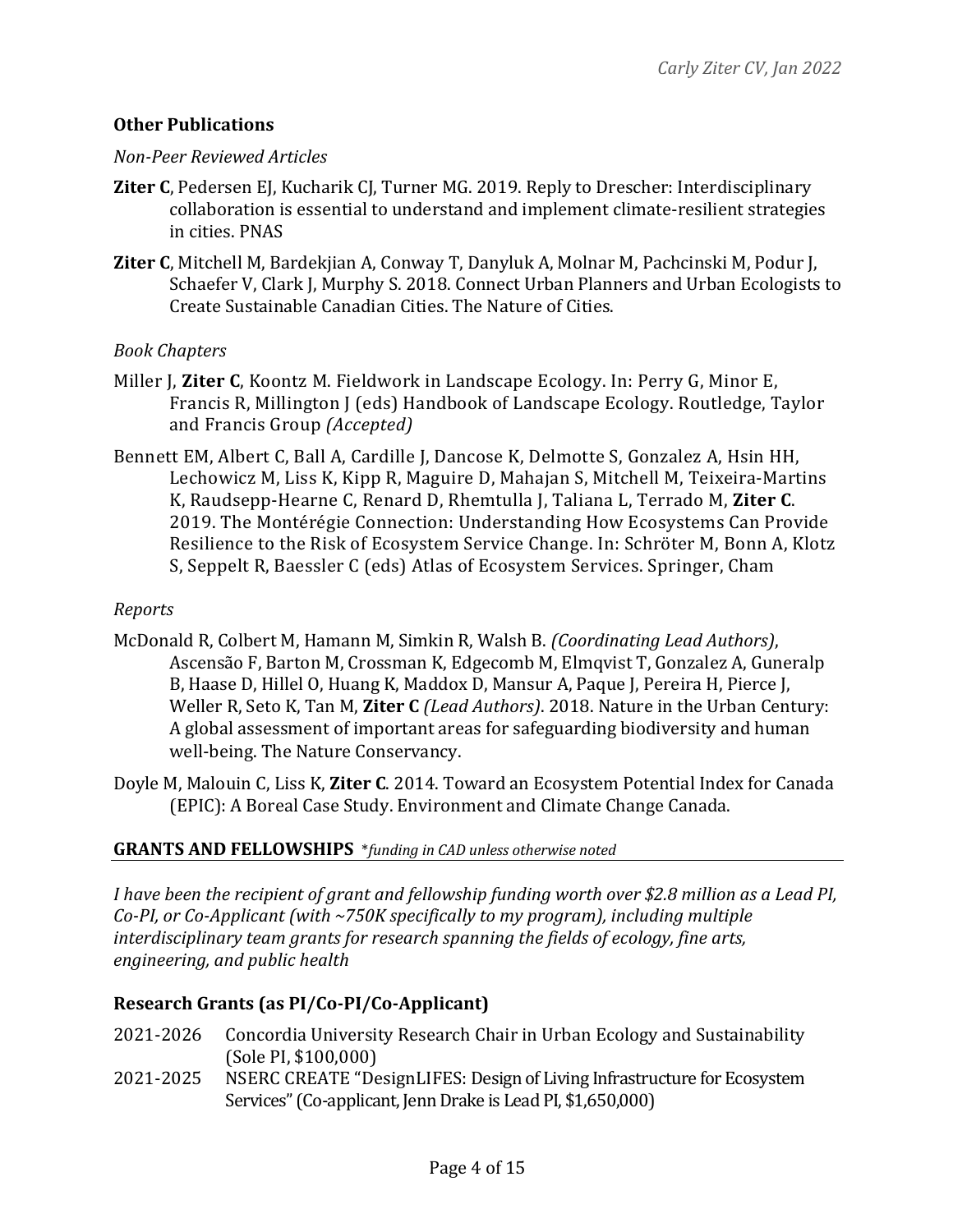## Other Publications

*Non-Peer Reviewed Articles*

**Ziter C**, Pedersen EJ, Kucharik CJ, Turner MG. 2019. Reply to Drescher: Interdisciplinary collaboration is essential to understand and implement climate-resilient strategies in cities. PNAS

**Ziter C**, Mitchell M, Bardekjian A, Conway T, Danyluk A, Molnar M, Pachcinski M, Podur J, Schaefer V, Clark J, Murphy S. 2018. Connect Urban Planners and Urban Ecologists to Create Sustainable Canadian Cities. The Nature of Cities.

*Book Chapters*

Miller J, **Ziter C**, Koontz M. Fieldwork in Landscape Ecology. In: Perry G, Minor E, Francis R, Millington J (eds) Handbook of Landscape Ecology. Routledge, Taylor and Francis Group *(Accepted)*

Bennett EM, Albert C, Ball A, Cardille J, Dancose K, Delmotte S, Gonzalez A, Hsin HH, Lechowicz M, Liss K, Kipp R, Maguire D, Mahajan S, Mitchell M, Teixeira-Martins K, Raudsepp-Hearne C, Renard D, Rhemtulla J, Taliana L, Terrado M, **Ziter C**. 2019. The Montérégie Connection: Understanding How Ecosystems Can Provide Resilience to the Risk of Ecosystem Service Change. In: Schröter M, Bonn A, Klotz S, Seppelt R, Baessler C (eds) Atlas of Ecosystem Services. Springer, Cham

*Reports*

McDonald R, Colbert M, Hamann M, Simkin R, Walsh B. *(Coordinating Lead Authors)*, Ascensão F, Barton M, Crossman K, Edgecomb M, Elmqvist T, Gonzalez A, Guneralp B, Haase D, Hillel O, Huang K, Maddox D, Mansur A, Paque J, Pereira H, Pierce J, Weller R, Seto K, Tan M, **Ziter C** *(Lead Authors)*. 2018. Nature in the Urban Century: A global assessment of important areas for safeguarding biodiversity and human well-being. The Nature Conservancy.

Doyle M, Malouin C, Liss K, **Ziter C**. 2014. Toward an Ecosystem Potential Index for Canada (EPIC): A Boreal Case Study. Environment and Climate Change Canada.

## GRANTS AND FELLOWSHIPS *\*funding in CAD unless otherwise noted*

*I have been the recipient of grant and fellowship funding worth over $2.8 million as a Lead PI, Co-PI, or Co-Applicant (with ~750K specifically to my program), including multiple interdisciplinary team grants for research spanning the fields of ecology, fine arts, engineering, and public health*

### Research Grants (as PI/Co-PI/Co-Applicant)

2021-2026 Concordia University Research Chair in Urban Ecology and Sustainability (Sole PI, $100,000)

2021-2025 NSERC CREATE "DesignLIFES: Design of Living Infrastructure for Ecosystem Services" (Co-applicant, Jenn Drake is Lead PI, $1,650,000)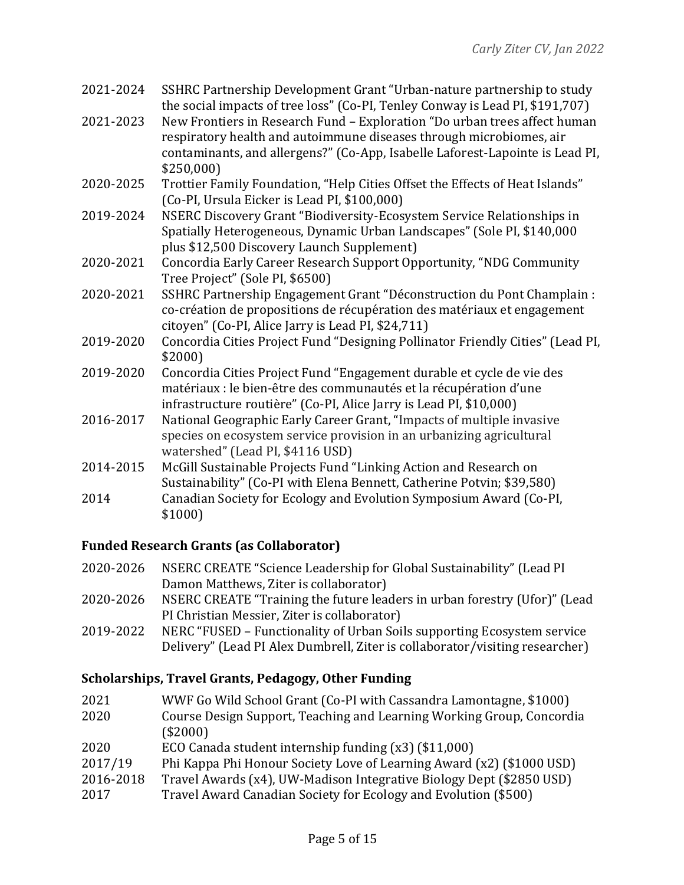2021-2024 SSHRC Partnership Development Grant "Urban-nature partnership to study the social impacts of tree loss" (Co-PI, Tenley Conway is Lead PI, $191,707)

2021-2023 New Frontiers in Research Fund – Exploration "Do urban trees affect human respiratory health and autoimmune diseases through microbiomes, air contaminants, and allergens?" (Co-App, Isabelle Laforest-Lapointe is Lead PI, $250,000)

2020-2025 Trottier Family Foundation, "Help Cities Offset the Effects of Heat Islands" (Co-PI, Ursula Eicker is Lead PI, $100,000)

2019-2024 NSERC Discovery Grant "Biodiversity-Ecosystem Service Relationships in Spatially Heterogeneous, Dynamic Urban Landscapes" (Sole PI, $140,000 plus $12,500 Discovery Launch Supplement)

2020-2021 Concordia Early Career Research Support Opportunity, "NDG Community Tree Project" (Sole PI, $6500)

2020-2021 SSHRC Partnership Engagement Grant "Déconstruction du Pont Champlain : co-création de propositions de récupération des matériaux et engagement citoyen" (Co-PI, Alice Jarry is Lead PI, $24,711)

2019-2020 Concordia Cities Project Fund "Designing Pollinator Friendly Cities" (Lead PI, $2000)

2019-2020 Concordia Cities Project Fund "Engagement durable et cycle de vie des matériaux : le bien-être des communautés et la récupération d'une infrastructure routière" (Co-PI, Alice Jarry is Lead PI, $10,000)

2016-2017 National Geographic Early Career Grant, "Impacts of multiple invasive species on ecosystem service provision in an urbanizing agricultural watershed" (Lead PI, $4116 USD)

2014-2015 McGill Sustainable Projects Fund "Linking Action and Research on Sustainability" (Co-PI with Elena Bennett, Catherine Potvin; $39,580)

2014 Canadian Society for Ecology and Evolution Symposium Award (Co-PI, $1000)

## Funded Research Grants (as Collaborator)

2020-2026 NSERC CREATE "Science Leadership for Global Sustainability" (Lead PI Damon Matthews, Ziter is collaborator)

2020-2026 NSERC CREATE "Training the future leaders in urban forestry (Ufor)" (Lead PI Christian Messier, Ziter is collaborator)

2019-2022 NERC "FUSED – Functionality of Urban Soils supporting Ecosystem service Delivery" (Lead PI Alex Dumbrell, Ziter is collaborator/visiting researcher)

## Scholarships, Travel Grants, Pedagogy, Other Funding

2021 WWF Go Wild School Grant (Co-PI with Cassandra Lamontagne, $1000)

2020 Course Design Support, Teaching and Learning Working Group, Concordia ($2000)

2020 ECO Canada student internship funding (x3) ($11,000)

2017/19 Phi Kappa Phi Honour Society Love of Learning Award (x2) ($1000 USD)

2016-2018 Travel Awards (x4), UW-Madison Integrative Biology Dept ($2850 USD)

2017 Travel Award Canadian Society for Ecology and Evolution ($500)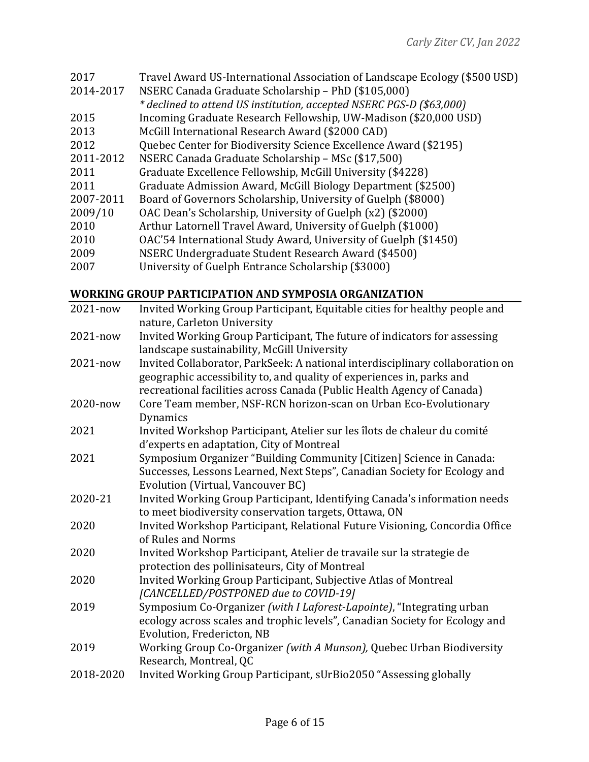| | |
|---|---|
| 2017 | Travel Award US-International Association of Landscape Ecology ($500 USD) |
| 2014-2017 | NSERC Canada Graduate Scholarship – PhD ($105,000) *\* declined to attend US institution, accepted NSERC PGS-D ($63,000)* |
| 2015 | Incoming Graduate Research Fellowship, UW-Madison ($20,000 USD) |
| 2013 | McGill International Research Award ($2000 CAD) |
| 2012 | Quebec Center for Biodiversity Science Excellence Award ($2195) |
| 2011-2012 | NSERC Canada Graduate Scholarship – MSc ($17,500) |
| 2011 | Graduate Excellence Fellowship, McGill University ($4228) |
| 2011 | Graduate Admission Award, McGill Biology Department ($2500) |
| 2007-2011 | Board of Governors Scholarship, University of Guelph ($8000) |
| 2009/10 | OAC Dean's Scholarship, University of Guelph (x2) ($2000) |
| 2010 | Arthur Latornell Travel Award, University of Guelph ($1000) |
| 2010 | OAC'54 International Study Award, University of Guelph ($1450) |
| 2009 | NSERC Undergraduate Student Research Award ($4500) |
| 2007 | University of Guelph Entrance Scholarship ($3000) |

## WORKING GROUP PARTICIPATION AND SYMPOSIA ORGANIZATION

| | |
|---|---|
| 2021-now | Invited Working Group Participant, Equitable cities for healthy people and nature, Carleton University |
| 2021-now | Invited Working Group Participant, The future of indicators for assessing landscape sustainability, McGill University |
| 2021-now | Invited Collaborator, ParkSeek: A national interdisciplinary collaboration on geographic accessibility to, and quality of experiences in, parks and recreational facilities across Canada (Public Health Agency of Canada) |
| 2020-now | Core Team member, NSF-RCN horizon-scan on Urban Eco-Evolutionary Dynamics |
| 2021 | Invited Workshop Participant, Atelier sur les îlots de chaleur du comité d'experts en adaptation, City of Montreal |
| 2021 | Symposium Organizer "Building Community [Citizen] Science in Canada: Successes, Lessons Learned, Next Steps", Canadian Society for Ecology and Evolution (Virtual, Vancouver BC) |
| 2020-21 | Invited Working Group Participant, Identifying Canada's information needs to meet biodiversity conservation targets, Ottawa, ON |
| 2020 | Invited Workshop Participant, Relational Future Visioning, Concordia Office of Rules and Norms |
| 2020 | Invited Workshop Participant, Atelier de travaile sur la strategie de protection des pollinisateurs, City of Montreal |
| 2020 | Invited Working Group Participant, Subjective Atlas of Montreal *[CANCELLED/POSTPONED due to COVID-19]* |
| 2019 | Symposium Co-Organizer *(with I Laforest-Lapointe)*, "Integrating urban ecology across scales and trophic levels", Canadian Society for Ecology and Evolution, Fredericton, NB |
| 2019 | Working Group Co-Organizer *(with A Munson),* Quebec Urban Biodiversity Research, Montreal, QC |
| 2018-2020 | Invited Working Group Participant, sUrBio2050 "Assessing globally |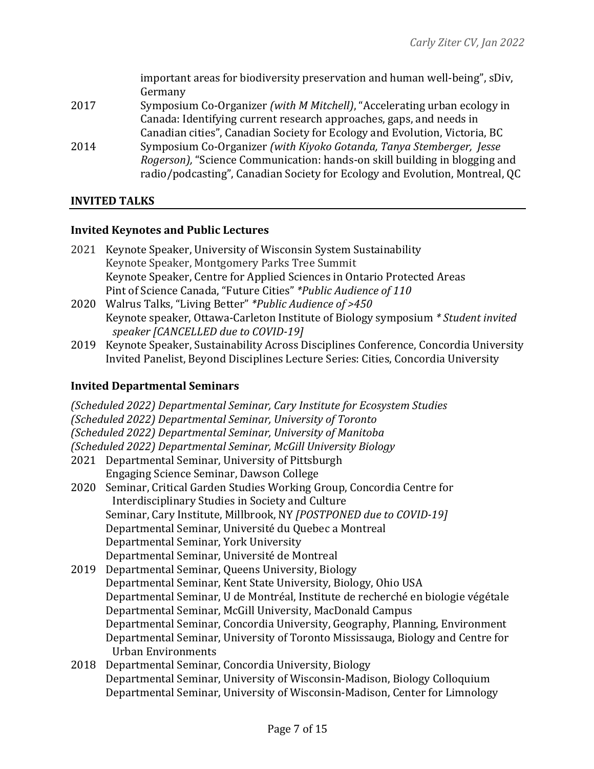important areas for biodiversity preservation and human well-being", sDiv, Germany

2017 Symposium Co-Organizer *(with M Mitchell)*, "Accelerating urban ecology in Canada: Identifying current research approaches, gaps, and needs in Canadian cities", Canadian Society for Ecology and Evolution, Victoria, BC

2014 Symposium Co-Organizer *(with Kiyoko Gotanda, Tanya Stemberger, Jesse Rogerson),* "Science Communication: hands-on skill building in blogging and radio/podcasting", Canadian Society for Ecology and Evolution, Montreal, QC

## INVITED TALKS

### Invited Keynotes and Public Lectures

2021 Keynote Speaker, University of Wisconsin System Sustainability
Keynote Speaker, Montgomery Parks Tree Summit
Keynote Speaker, Centre for Applied Sciences in Ontario Protected Areas
Pint of Science Canada, "Future Cities" *\*Public Audience of 110*

2020 Walrus Talks, "Living Better" *\*Public Audience of >450*
Keynote speaker, Ottawa-Carleton Institute of Biology symposium *\* Student invited speaker [CANCELLED due to COVID-19]*

2019 Keynote Speaker, Sustainability Across Disciplines Conference, Concordia University
Invited Panelist, Beyond Disciplines Lecture Series: Cities, Concordia University

### Invited Departmental Seminars

*(Scheduled 2022) Departmental Seminar, Cary Institute for Ecosystem Studies*
*(Scheduled 2022) Departmental Seminar, University of Toronto*
*(Scheduled 2022) Departmental Seminar, University of Manitoba*
*(Scheduled 2022) Departmental Seminar, McGill University Biology*

2021 Departmental Seminar, University of Pittsburgh
Engaging Science Seminar, Dawson College

2020 Seminar, Critical Garden Studies Working Group, Concordia Centre for Interdisciplinary Studies in Society and Culture
Seminar, Cary Institute, Millbrook, NY *[POSTPONED due to COVID-19]*
Departmental Seminar, Université du Quebec a Montreal
Departmental Seminar, York University
Departmental Seminar, Université de Montreal

2019 Departmental Seminar, Queens University, Biology
Departmental Seminar, Kent State University, Biology, Ohio USA
Departmental Seminar, U de Montréal, Institute de recherché en biologie végétale
Departmental Seminar, McGill University, MacDonald Campus
Departmental Seminar, Concordia University, Geography, Planning, Environment
Departmental Seminar, University of Toronto Mississauga, Biology and Centre for Urban Environments

2018 Departmental Seminar, Concordia University, Biology
Departmental Seminar, University of Wisconsin-Madison, Biology Colloquium
Departmental Seminar, University of Wisconsin-Madison, Center for Limnology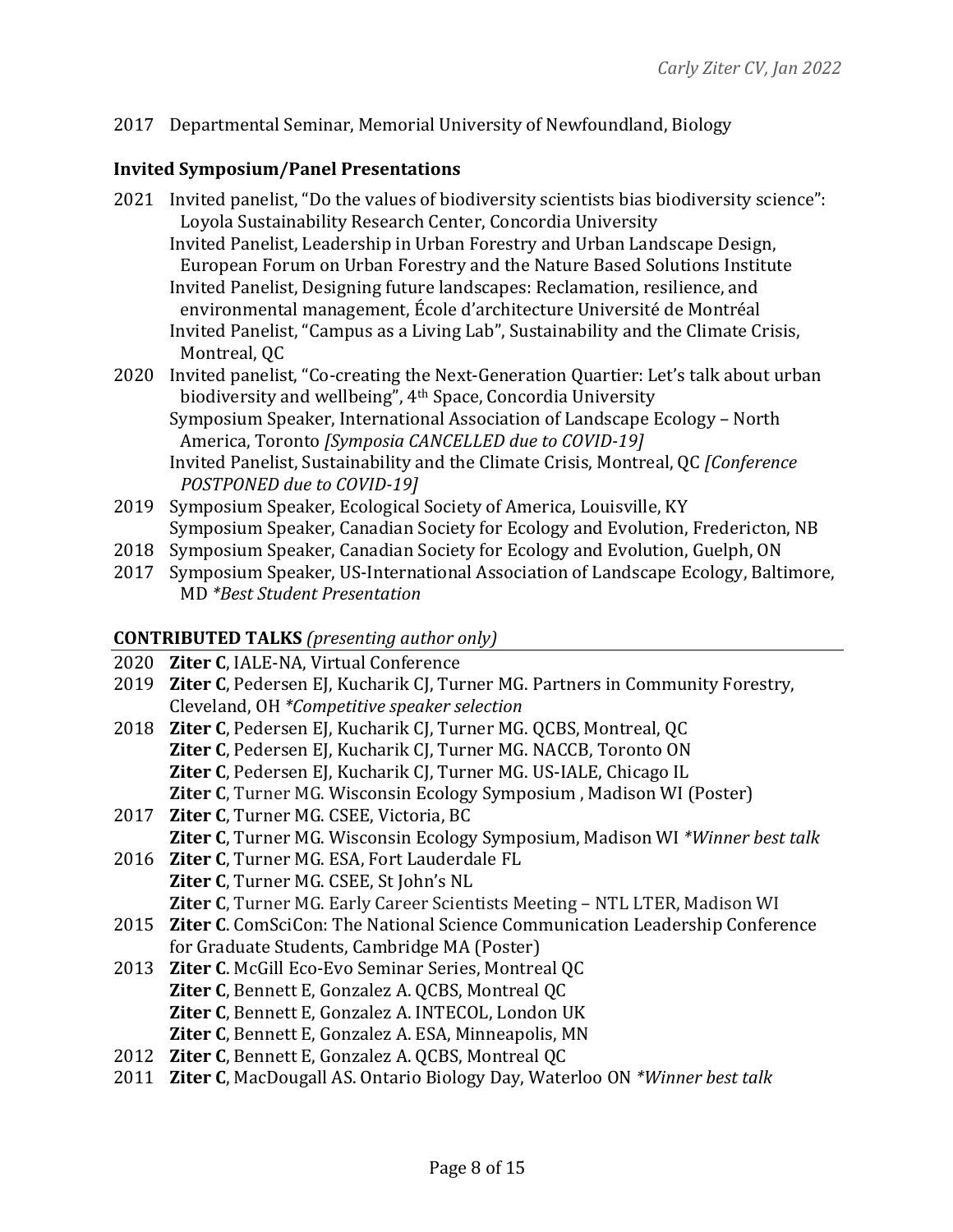2017 Departmental Seminar, Memorial University of Newfoundland, Biology

### Invited Symposium/Panel Presentations

2021 Invited panelist, "Do the values of biodiversity scientists bias biodiversity science": Loyola Sustainability Research Center, Concordia University
Invited Panelist, Leadership in Urban Forestry and Urban Landscape Design, European Forum on Urban Forestry and the Nature Based Solutions Institute
Invited Panelist, Designing future landscapes: Reclamation, resilience, and environmental management, École d'architecture Université de Montréal
Invited Panelist, "Campus as a Living Lab", Sustainability and the Climate Crisis, Montreal, QC

2020 Invited panelist, "Co-creating the Next-Generation Quartier: Let's talk about urban biodiversity and wellbeing", 4th Space, Concordia University
Symposium Speaker, International Association of Landscape Ecology – North America, Toronto *[Symposia CANCELLED due to COVID-19]*
Invited Panelist, Sustainability and the Climate Crisis, Montreal, QC *[Conference POSTPONED due to COVID-19]*

2019 Symposium Speaker, Ecological Society of America, Louisville, KY
Symposium Speaker, Canadian Society for Ecology and Evolution, Fredericton, NB

2018 Symposium Speaker, Canadian Society for Ecology and Evolution, Guelph, ON

2017 Symposium Speaker, US-International Association of Landscape Ecology, Baltimore, MD *\*Best Student Presentation*

## CONTRIBUTED TALKS *(presenting author only)*

2020 **Ziter C**, IALE-NA, Virtual Conference

2019 **Ziter C**, Pedersen EJ, Kucharik CJ, Turner MG. Partners in Community Forestry, Cleveland, OH *\*Competitive speaker selection*

2018 **Ziter C**, Pedersen EJ, Kucharik CJ, Turner MG. QCBS, Montreal, QC
**Ziter C**, Pedersen EJ, Kucharik CJ, Turner MG. NACCB, Toronto ON
**Ziter C**, Pedersen EJ, Kucharik CJ, Turner MG. US-IALE, Chicago IL
**Ziter C**, Turner MG. Wisconsin Ecology Symposium , Madison WI (Poster)

2017 **Ziter C**, Turner MG. CSEE, Victoria, BC
**Ziter C**, Turner MG. Wisconsin Ecology Symposium, Madison WI *\*Winner best talk*

2016 **Ziter C**, Turner MG. ESA, Fort Lauderdale FL
**Ziter C**, Turner MG. CSEE, St John's NL
**Ziter C**, Turner MG. Early Career Scientists Meeting – NTL LTER, Madison WI

2015 **Ziter C**. ComSciCon: The National Science Communication Leadership Conference for Graduate Students, Cambridge MA (Poster)

2013 **Ziter C**. McGill Eco-Evo Seminar Series, Montreal QC
**Ziter C**, Bennett E, Gonzalez A. QCBS, Montreal QC
**Ziter C**, Bennett E, Gonzalez A. INTECOL, London UK
**Ziter C**, Bennett E, Gonzalez A. ESA, Minneapolis, MN

2012 **Ziter C**, Bennett E, Gonzalez A. QCBS, Montreal QC

2011 **Ziter C**, MacDougall AS. Ontario Biology Day, Waterloo ON *\*Winner best talk*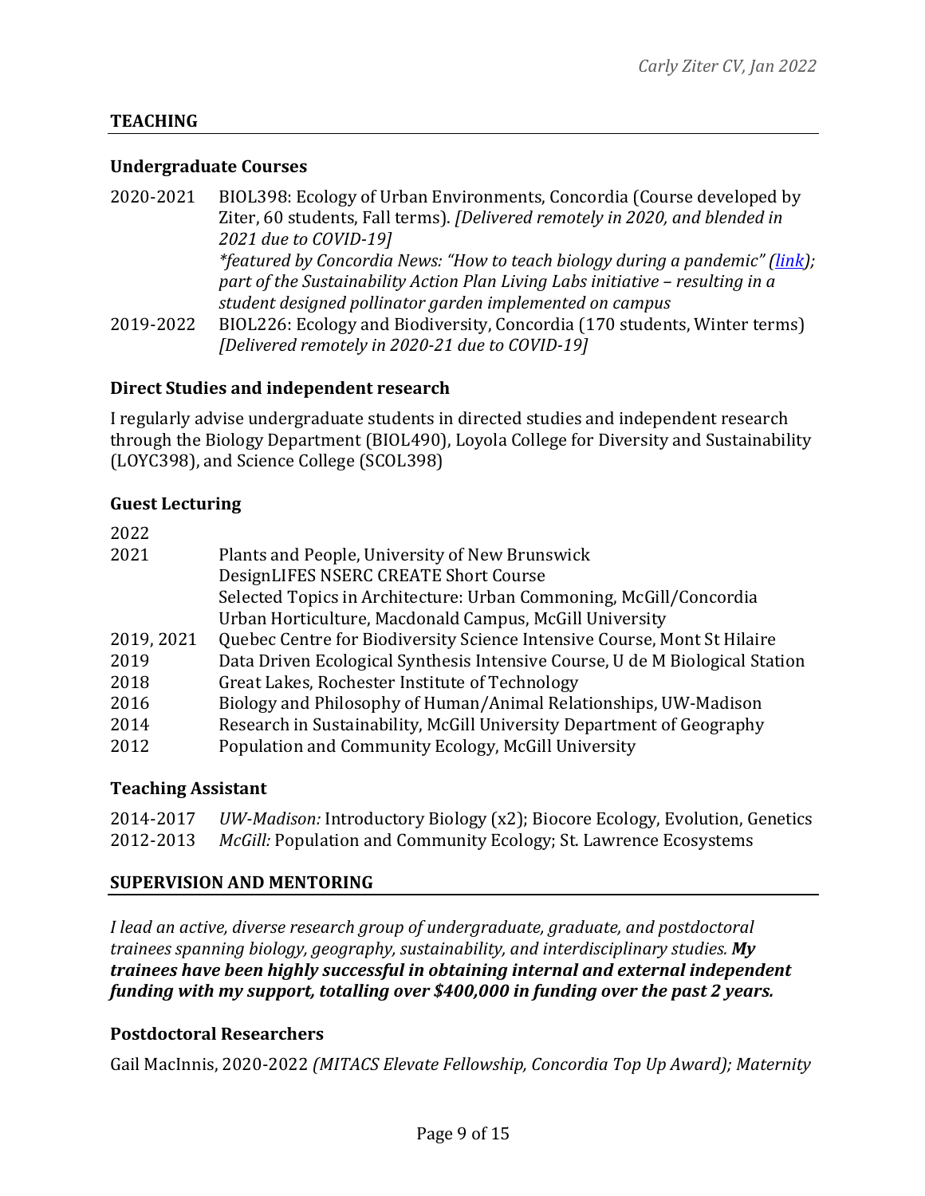## TEACHING

### Undergraduate Courses

2020-2021 BIOL398: Ecology of Urban Environments, Concordia (Course developed by Ziter, 60 students, Fall terms). *[Delivered remotely in 2020, and blended in 2021 due to COVID-19]*
*\*featured by Concordia News: "How to teach biology during a pandemic" ([link](link)); part of the Sustainability Action Plan Living Labs initiative – resulting in a student designed pollinator garden implemented on campus*

2019-2022 BIOL226: Ecology and Biodiversity, Concordia (170 students, Winter terms) *[Delivered remotely in 2020-21 due to COVID-19]*

### Direct Studies and independent research

I regularly advise undergraduate students in directed studies and independent research through the Biology Department (BIOL490), Loyola College for Diversity and Sustainability (LOYC398), and Science College (SCOL398)

### Guest Lecturing

2022

2021 Plants and People, University of New Brunswick
DesignLIFES NSERC CREATE Short Course
Selected Topics in Architecture: Urban Commoning, McGill/Concordia
Urban Horticulture, Macdonald Campus, McGill University

2019, 2021 Quebec Centre for Biodiversity Science Intensive Course, Mont St Hilaire

2019 Data Driven Ecological Synthesis Intensive Course, U de M Biological Station

2018 Great Lakes, Rochester Institute of Technology

2016 Biology and Philosophy of Human/Animal Relationships, UW-Madison

2014 Research in Sustainability, McGill University Department of Geography

2012 Population and Community Ecology, McGill University

### Teaching Assistant

2014-2017 *UW-Madison:* Introductory Biology (x2); Biocore Ecology, Evolution, Genetics

2012-2013 *McGill:* Population and Community Ecology; St. Lawrence Ecosystems

## SUPERVISION AND MENTORING

*I lead an active, diverse research group of undergraduate, graduate, and postdoctoral trainees spanning biology, geography, sustainability, and interdisciplinary studies.* ***My trainees have been highly successful in obtaining internal and external independent funding with my support, totalling over $400,000 in funding over the past 2 years.***

### Postdoctoral Researchers

Gail MacInnis, 2020-2022 *(MITACS Elevate Fellowship, Concordia Top Up Award); Maternity*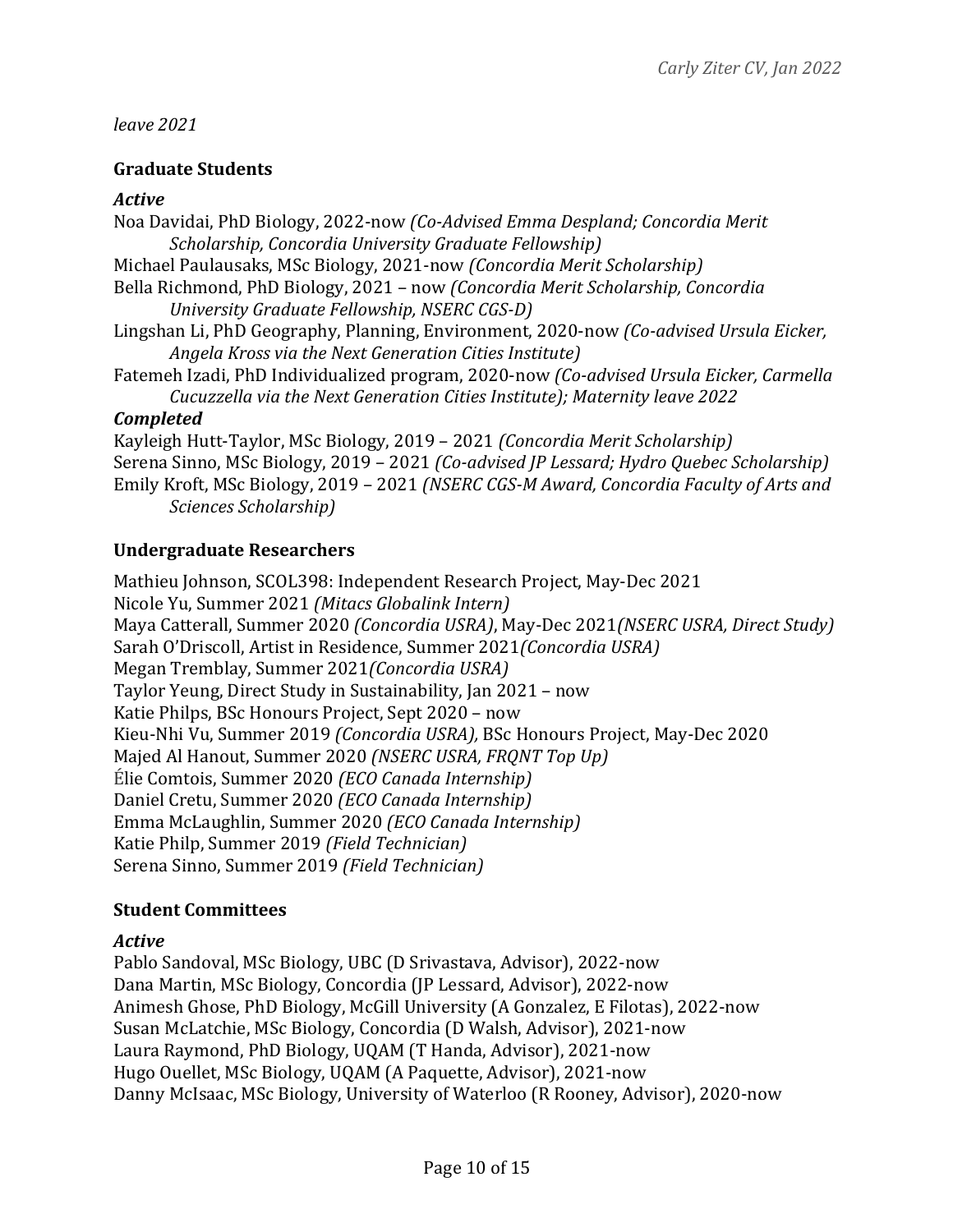*leave 2021*

### Graduate Students

***Active***

Noa Davidai, PhD Biology, 2022-now *(Co-Advised Emma Despland; Concordia Merit Scholarship, Concordia University Graduate Fellowship)*
Michael Paulausaks, MSc Biology, 2021-now *(Concordia Merit Scholarship)*
Bella Richmond, PhD Biology, 2021 – now *(Concordia Merit Scholarship, Concordia University Graduate Fellowship, NSERC CGS-D)*
Lingshan Li, PhD Geography, Planning, Environment, 2020-now *(Co-advised Ursula Eicker, Angela Kross via the Next Generation Cities Institute)*
Fatemeh Izadi, PhD Individualized program, 2020-now *(Co-advised Ursula Eicker, Carmella Cucuzzella via the Next Generation Cities Institute); Maternity leave 2022*

***Completed***

Kayleigh Hutt-Taylor, MSc Biology, 2019 – 2021 *(Concordia Merit Scholarship)*
Serena Sinno, MSc Biology, 2019 – 2021 *(Co-advised JP Lessard; Hydro Quebec Scholarship)*
Emily Kroft, MSc Biology, 2019 – 2021 *(NSERC CGS-M Award, Concordia Faculty of Arts and Sciences Scholarship)*

### Undergraduate Researchers

Mathieu Johnson, SCOL398: Independent Research Project, May-Dec 2021
Nicole Yu, Summer 2021 *(Mitacs Globalink Intern)*
Maya Catterall, Summer 2020 *(Concordia USRA)*, May-Dec 2021*(NSERC USRA, Direct Study)*
Sarah O'Driscoll, Artist in Residence, Summer 2021*(Concordia USRA)*
Megan Tremblay, Summer 2021*(Concordia USRA)*
Taylor Yeung, Direct Study in Sustainability, Jan 2021 – now
Katie Philps, BSc Honours Project, Sept 2020 – now
Kieu-Nhi Vu, Summer 2019 *(Concordia USRA),* BSc Honours Project, May-Dec 2020
Majed Al Hanout, Summer 2020 *(NSERC USRA, FRQNT Top Up)*
Élie Comtois, Summer 2020 *(ECO Canada Internship)*
Daniel Cretu, Summer 2020 *(ECO Canada Internship)*
Emma McLaughlin, Summer 2020 *(ECO Canada Internship)*
Katie Philp, Summer 2019 *(Field Technician)*
Serena Sinno, Summer 2019 *(Field Technician)*

### Student Committees

***Active***

Pablo Sandoval, MSc Biology, UBC (D Srivastava, Advisor), 2022-now
Dana Martin, MSc Biology, Concordia (JP Lessard, Advisor), 2022-now
Animesh Ghose, PhD Biology, McGill University (A Gonzalez, E Filotas), 2022-now
Susan McLatchie, MSc Biology, Concordia (D Walsh, Advisor), 2021-now
Laura Raymond, PhD Biology, UQAM (T Handa, Advisor), 2021-now
Hugo Ouellet, MSc Biology, UQAM (A Paquette, Advisor), 2021-now
Danny McIsaac, MSc Biology, University of Waterloo (R Rooney, Advisor), 2020-now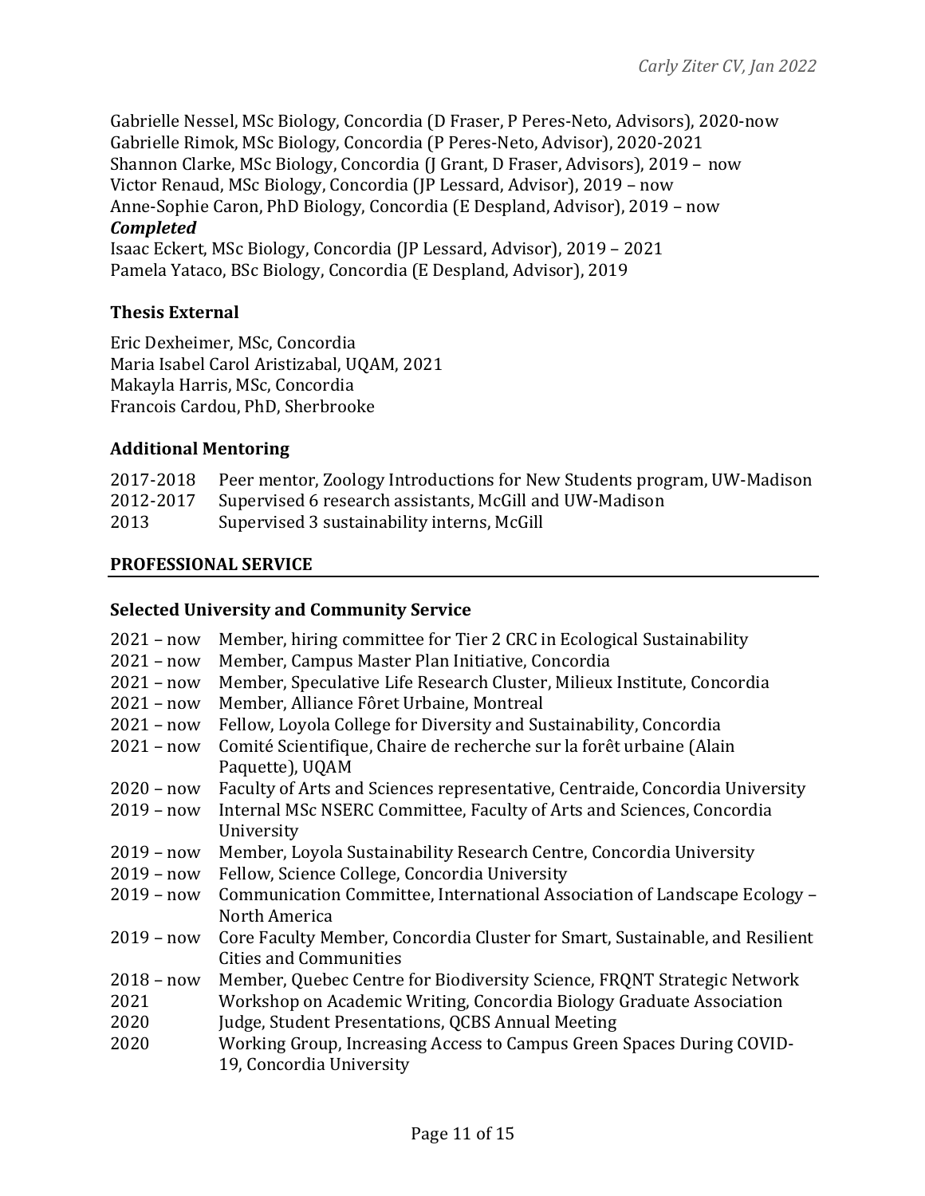Gabrielle Nessel, MSc Biology, Concordia (D Fraser, P Peres-Neto, Advisors), 2020-now
Gabrielle Rimok, MSc Biology, Concordia (P Peres-Neto, Advisor), 2020-2021
Shannon Clarke, MSc Biology, Concordia (J Grant, D Fraser, Advisors), 2019 – now
Victor Renaud, MSc Biology, Concordia (JP Lessard, Advisor), 2019 – now
Anne-Sophie Caron, PhD Biology, Concordia (E Despland, Advisor), 2019 – now

***Completed***

Isaac Eckert, MSc Biology, Concordia (JP Lessard, Advisor), 2019 – 2021
Pamela Yataco, BSc Biology, Concordia (E Despland, Advisor), 2019

### Thesis External

Eric Dexheimer, MSc, Concordia
Maria Isabel Carol Aristizabal, UQAM, 2021
Makayla Harris, MSc, Concordia
Francois Cardou, PhD, Sherbrooke

### Additional Mentoring

| | |
|---|---|
| 2017-2018 | Peer mentor, Zoology Introductions for New Students program, UW-Madison |
| 2012-2017 | Supervised 6 research assistants, McGill and UW-Madison |
| 2013 | Supervised 3 sustainability interns, McGill |

## PROFESSIONAL SERVICE

### Selected University and Community Service

| | |
|---|---|
| 2021 – now | Member, hiring committee for Tier 2 CRC in Ecological Sustainability |
| 2021 – now | Member, Campus Master Plan Initiative, Concordia |
| 2021 – now | Member, Speculative Life Research Cluster, Milieux Institute, Concordia |
| 2021 – now | Member, Alliance Fôret Urbaine, Montreal |
| 2021 – now | Fellow, Loyola College for Diversity and Sustainability, Concordia |
| 2021 – now | Comité Scientifique, Chaire de recherche sur la forêt urbaine (Alain Paquette), UQAM |
| 2020 – now | Faculty of Arts and Sciences representative, Centraide, Concordia University |
| 2019 – now | Internal MSc NSERC Committee, Faculty of Arts and Sciences, Concordia University |
| 2019 – now | Member, Loyola Sustainability Research Centre, Concordia University |
| 2019 – now | Fellow, Science College, Concordia University |
| 2019 – now | Communication Committee, International Association of Landscape Ecology – North America |
| 2019 – now | Core Faculty Member, Concordia Cluster for Smart, Sustainable, and Resilient Cities and Communities |
| 2018 – now | Member, Quebec Centre for Biodiversity Science, FRQNT Strategic Network |
| 2021 | Workshop on Academic Writing, Concordia Biology Graduate Association |
| 2020 | Judge, Student Presentations, QCBS Annual Meeting |
| 2020 | Working Group, Increasing Access to Campus Green Spaces During COVID-19, Concordia University |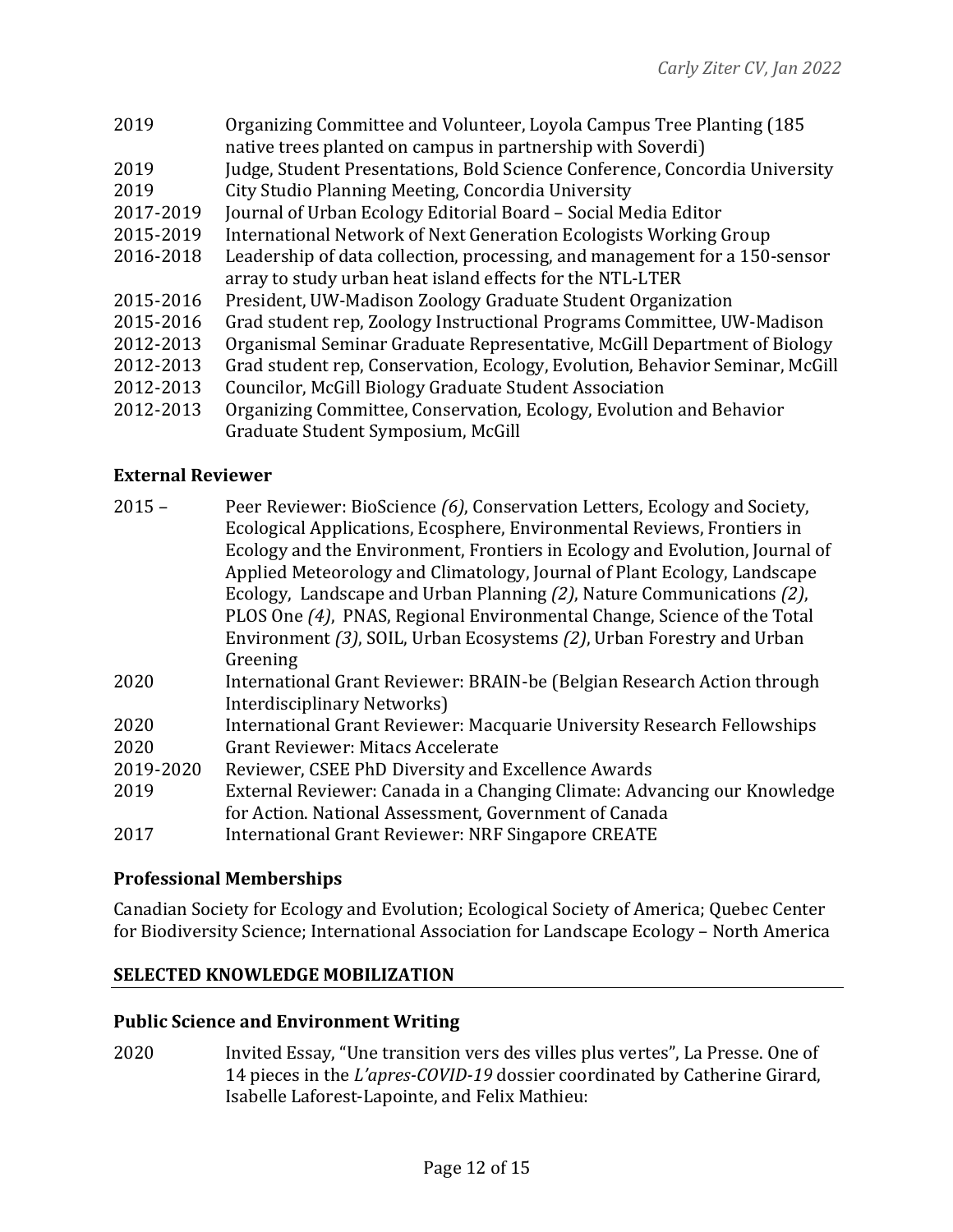2019 Organizing Committee and Volunteer, Loyola Campus Tree Planting (185 native trees planted on campus in partnership with Soverdi)
2019 Judge, Student Presentations, Bold Science Conference, Concordia University
2019 City Studio Planning Meeting, Concordia University
2017-2019 Journal of Urban Ecology Editorial Board – Social Media Editor
2015-2019 International Network of Next Generation Ecologists Working Group
2016-2018 Leadership of data collection, processing, and management for a 150-sensor array to study urban heat island effects for the NTL-LTER
2015-2016 President, UW-Madison Zoology Graduate Student Organization
2015-2016 Grad student rep, Zoology Instructional Programs Committee, UW-Madison
2012-2013 Organismal Seminar Graduate Representative, McGill Department of Biology
2012-2013 Grad student rep, Conservation, Ecology, Evolution, Behavior Seminar, McGill
2012-2013 Councilor, McGill Biology Graduate Student Association
2012-2013 Organizing Committee, Conservation, Ecology, Evolution and Behavior Graduate Student Symposium, McGill

### External Reviewer

2015 – Peer Reviewer: BioScience *(6)*, Conservation Letters, Ecology and Society, Ecological Applications, Ecosphere, Environmental Reviews, Frontiers in Ecology and the Environment, Frontiers in Ecology and Evolution, Journal of Applied Meteorology and Climatology, Journal of Plant Ecology, Landscape Ecology, Landscape and Urban Planning *(2)*, Nature Communications *(2)*, PLOS One *(4)*, PNAS, Regional Environmental Change, Science of the Total Environment *(3)*, SOIL, Urban Ecosystems *(2)*, Urban Forestry and Urban Greening
2020 International Grant Reviewer: BRAIN-be (Belgian Research Action through Interdisciplinary Networks)
2020 International Grant Reviewer: Macquarie University Research Fellowships
2020 Grant Reviewer: Mitacs Accelerate
2019-2020 Reviewer, CSEE PhD Diversity and Excellence Awards
2019 External Reviewer: Canada in a Changing Climate: Advancing our Knowledge for Action. National Assessment, Government of Canada
2017 International Grant Reviewer: NRF Singapore CREATE

### Professional Memberships

Canadian Society for Ecology and Evolution; Ecological Society of America; Quebec Center for Biodiversity Science; International Association for Landscape Ecology – North America

## SELECTED KNOWLEDGE MOBILIZATION

### Public Science and Environment Writing

2020 Invited Essay, "Une transition vers des villes plus vertes", La Presse. One of 14 pieces in the *L'apres-COVID-19* dossier coordinated by Catherine Girard, Isabelle Laforest-Lapointe, and Felix Mathieu: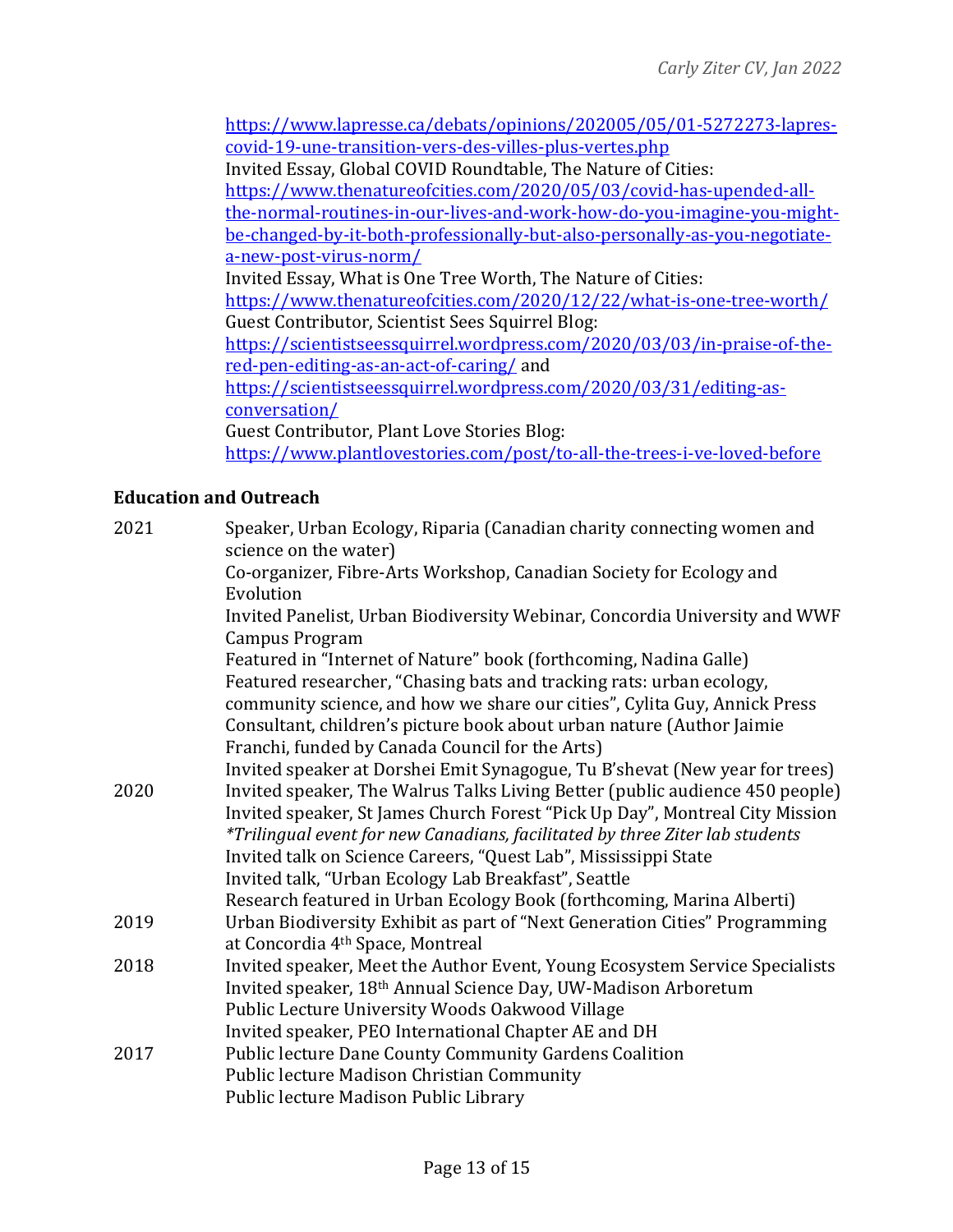https://www.lapresse.ca/debats/opinions/202005/05/01-5272273-lapres-covid-19-une-transition-vers-des-villes-plus-vertes.php
Invited Essay, Global COVID Roundtable, The Nature of Cities: https://www.thenatureofcities.com/2020/05/03/covid-has-upended-all-the-normal-routines-in-our-lives-and-work-how-do-you-imagine-you-might-be-changed-by-it-both-professionally-but-also-personally-as-you-negotiate-a-new-post-virus-norm/
Invited Essay, What is One Tree Worth, The Nature of Cities: https://www.thenatureofcities.com/2020/12/22/what-is-one-tree-worth/
Guest Contributor, Scientist Sees Squirrel Blog: https://scientistseessquirrel.wordpress.com/2020/03/03/in-praise-of-the-red-pen-editing-as-an-act-of-caring/ and https://scientistseessquirrel.wordpress.com/2020/03/31/editing-as-conversation/
Guest Contributor, Plant Love Stories Blog: https://www.plantlovestories.com/post/to-all-the-trees-i-ve-loved-before

## Education and Outreach

2021
Speaker, Urban Ecology, Riparia (Canadian charity connecting women and science on the water)
Co-organizer, Fibre-Arts Workshop, Canadian Society for Ecology and Evolution
Invited Panelist, Urban Biodiversity Webinar, Concordia University and WWF Campus Program
Featured in "Internet of Nature" book (forthcoming, Nadina Galle)
Featured researcher, "Chasing bats and tracking rats: urban ecology, community science, and how we share our cities", Cylita Guy, Annick Press
Consultant, children's picture book about urban nature (Author Jaimie Franchi, funded by Canada Council for the Arts)
Invited speaker at Dorshei Emit Synagogue, Tu B'shevat (New year for trees)

2020
Invited speaker, The Walrus Talks Living Better (public audience 450 people)
Invited speaker, St James Church Forest "Pick Up Day", Montreal City Mission
*\*Trilingual event for new Canadians, facilitated by three Ziter lab students*
Invited talk on Science Careers, "Quest Lab", Mississippi State
Invited talk, "Urban Ecology Lab Breakfast", Seattle
Research featured in Urban Ecology Book (forthcoming, Marina Alberti)

2019
Urban Biodiversity Exhibit as part of "Next Generation Cities" Programming at Concordia 4th Space, Montreal

2018
Invited speaker, Meet the Author Event, Young Ecosystem Service Specialists
Invited speaker, 18th Annual Science Day, UW-Madison Arboretum
Public Lecture University Woods Oakwood Village
Invited speaker, PEO International Chapter AE and DH

2017
Public lecture Dane County Community Gardens Coalition
Public lecture Madison Christian Community
Public lecture Madison Public Library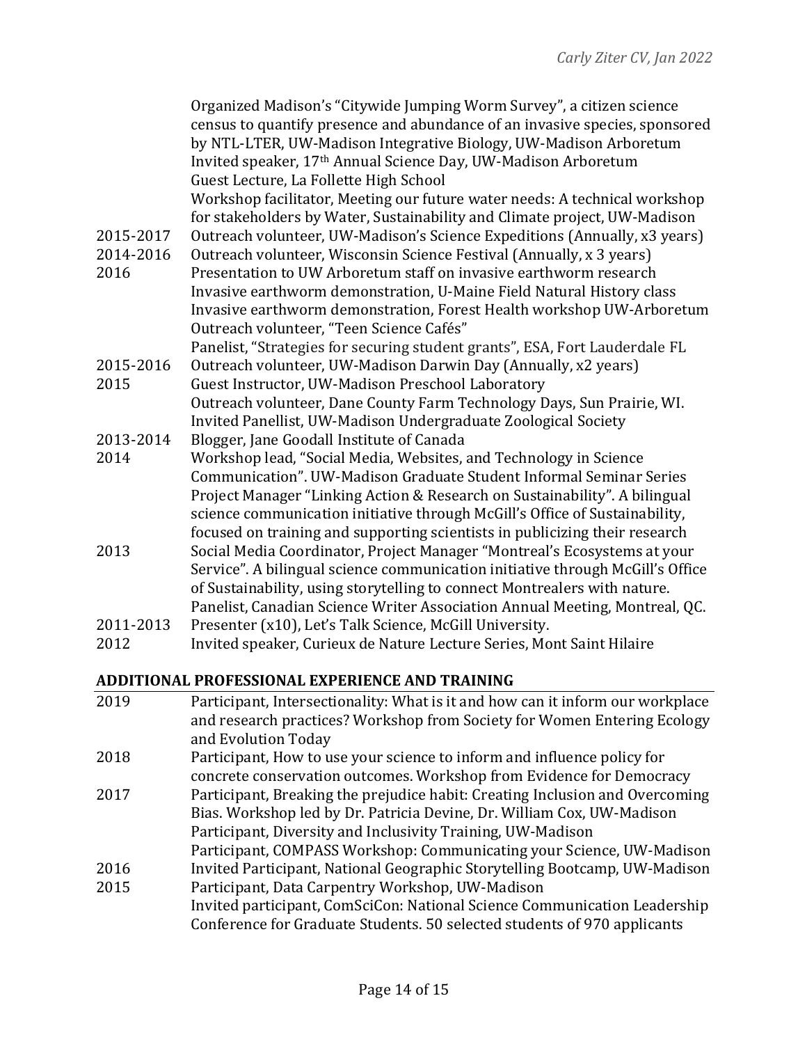| | |
|---|---|
| | Organized Madison's "Citywide Jumping Worm Survey", a citizen science census to quantify presence and abundance of an invasive species, sponsored by NTL-LTER, UW-Madison Integrative Biology, UW-Madison Arboretum |
| | Invited speaker, 17th Annual Science Day, UW-Madison Arboretum |
| | Guest Lecture, La Follette High School |
| | Workshop facilitator, Meeting our future water needs: A technical workshop for stakeholders by Water, Sustainability and Climate project, UW-Madison |
| 2015-2017 | Outreach volunteer, UW-Madison's Science Expeditions (Annually, x3 years) |
| 2014-2016 | Outreach volunteer, Wisconsin Science Festival (Annually, x 3 years) |
| 2016 | Presentation to UW Arboretum staff on invasive earthworm research |
| | Invasive earthworm demonstration, U-Maine Field Natural History class |
| | Invasive earthworm demonstration, Forest Health workshop UW-Arboretum |
| | Outreach volunteer, "Teen Science Cafés" |
| | Panelist, "Strategies for securing student grants", ESA, Fort Lauderdale FL |
| 2015-2016 | Outreach volunteer, UW-Madison Darwin Day (Annually, x2 years) |
| 2015 | Guest Instructor, UW-Madison Preschool Laboratory |
| | Outreach volunteer, Dane County Farm Technology Days, Sun Prairie, WI. |
| | Invited Panellist, UW-Madison Undergraduate Zoological Society |
| 2013-2014 | Blogger, Jane Goodall Institute of Canada |
| 2014 | Workshop lead, "Social Media, Websites, and Technology in Science Communication". UW-Madison Graduate Student Informal Seminar Series |
| | Project Manager "Linking Action & Research on Sustainability". A bilingual science communication initiative through McGill's Office of Sustainability, focused on training and supporting scientists in publicizing their research |
| 2013 | Social Media Coordinator, Project Manager "Montreal's Ecosystems at your Service". A bilingual science communication initiative through McGill's Office of Sustainability, using storytelling to connect Montrealers with nature. |
| | Panelist, Canadian Science Writer Association Annual Meeting, Montreal, QC. |
| 2011-2013 | Presenter (x10), Let's Talk Science, McGill University. |
| 2012 | Invited speaker, Curieux de Nature Lecture Series, Mont Saint Hilaire |

## ADDITIONAL PROFESSIONAL EXPERIENCE AND TRAINING

| | |
|---|---|
| 2019 | Participant, Intersectionality: What is it and how can it inform our workplace and research practices? Workshop from Society for Women Entering Ecology and Evolution Today |
| 2018 | Participant, How to use your science to inform and influence policy for concrete conservation outcomes. Workshop from Evidence for Democracy |
| 2017 | Participant, Breaking the prejudice habit: Creating Inclusion and Overcoming Bias. Workshop led by Dr. Patricia Devine, Dr. William Cox, UW-Madison |
| | Participant, Diversity and Inclusivity Training, UW-Madison |
| | Participant, COMPASS Workshop: Communicating your Science, UW-Madison |
| 2016 | Invited Participant, National Geographic Storytelling Bootcamp, UW-Madison |
| 2015 | Participant, Data Carpentry Workshop, UW-Madison |
| | Invited participant, ComSciCon: National Science Communication Leadership Conference for Graduate Students. 50 selected students of 970 applicants |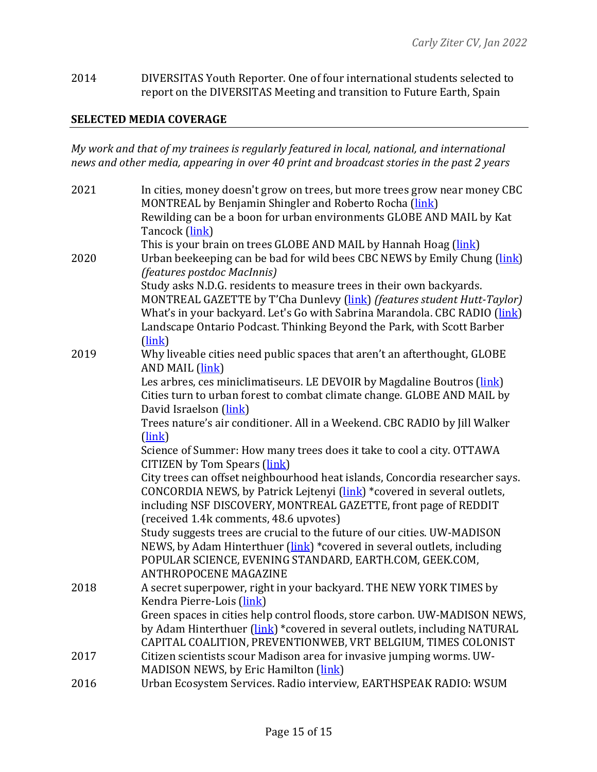2014 DIVERSITAS Youth Reporter. One of four international students selected to report on the DIVERSITAS Meeting and transition to Future Earth, Spain

## SELECTED MEDIA COVERAGE

*My work and that of my trainees is regularly featured in local, national, and international news and other media, appearing in over 40 print and broadcast stories in the past 2 years*

**2021**

- In cities, money doesn't grow on trees, but more trees grow near money CBC MONTREAL by Benjamin Shingler and Roberto Rocha (link)
- Rewilding can be a boon for urban environments GLOBE AND MAIL by Kat Tancock (link)
- This is your brain on trees GLOBE AND MAIL by Hannah Hoag (link)

**2020**

- Urban beekeeping can be bad for wild bees CBC NEWS by Emily Chung (link) *(features postdoc MacInnis)*
- Study asks N.D.G. residents to measure trees in their own backyards. MONTREAL GAZETTE by T'Cha Dunlevy (link) *(features student Hutt-Taylor)*
- What's in your backyard. Let's Go with Sabrina Marandola. CBC RADIO (link)
- Landscape Ontario Podcast. Thinking Beyond the Park, with Scott Barber (link)

**2019**

- Why liveable cities need public spaces that aren't an afterthought, GLOBE AND MAIL (link)
- Les arbres, ces miniclimatiseurs. LE DEVOIR by Magdaline Boutros (link)
- Cities turn to urban forest to combat climate change. GLOBE AND MAIL by David Israelson (link)
- Trees nature's air conditioner. All in a Weekend. CBC RADIO by Jill Walker (link)
- Science of Summer: How many trees does it take to cool a city. OTTAWA CITIZEN by Tom Spears (link)
- City trees can offset neighbourhood heat islands, Concordia researcher says. CONCORDIA NEWS, by Patrick Lejtenyi (link) *covered in several outlets, including NSF DISCOVERY, MONTREAL GAZETTE, front page of REDDIT (received 1.4k comments, 48.6 upvotes)
- Study suggests trees are crucial to the future of our cities. UW-MADISON NEWS, by Adam Hinterthuer (link) *covered in several outlets, including POPULAR SCIENCE, EVENING STANDARD, EARTH.COM, GEEK.COM, ANTHROPOCENE MAGAZINE

**2018**

- A secret superpower, right in your backyard. THE NEW YORK TIMES by Kendra Pierre-Lois (link)
- Green spaces in cities help control floods, store carbon. UW-MADISON NEWS, by Adam Hinterthuer (link) *covered in several outlets, including NATURAL CAPITAL COALITION, PREVENTIONWEB, VRT BELGIUM, TIMES COLONIST

**2017**

- Citizen scientists scour Madison area for invasive jumping worms. UW-MADISON NEWS, by Eric Hamilton (link)

**2016**

- Urban Ecosystem Services. Radio interview, EARTHSPEAK RADIO: WSUM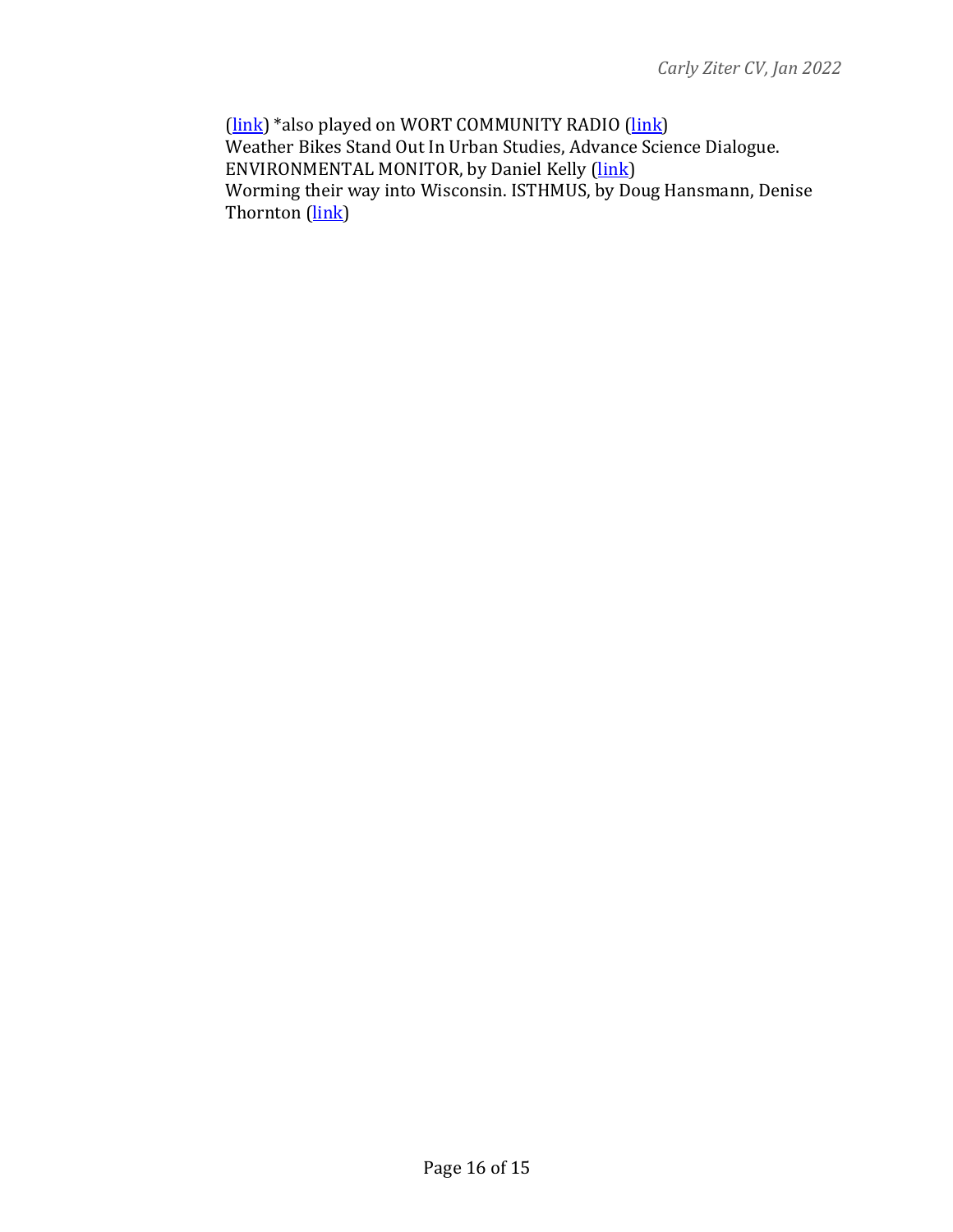(link) *also played on WORT COMMUNITY RADIO (link)
Weather Bikes Stand Out In Urban Studies, Advance Science Dialogue. ENVIRONMENTAL MONITOR, by Daniel Kelly (link)
Worming their way into Wisconsin. ISTHMUS, by Doug Hansmann, Denise Thornton (link)